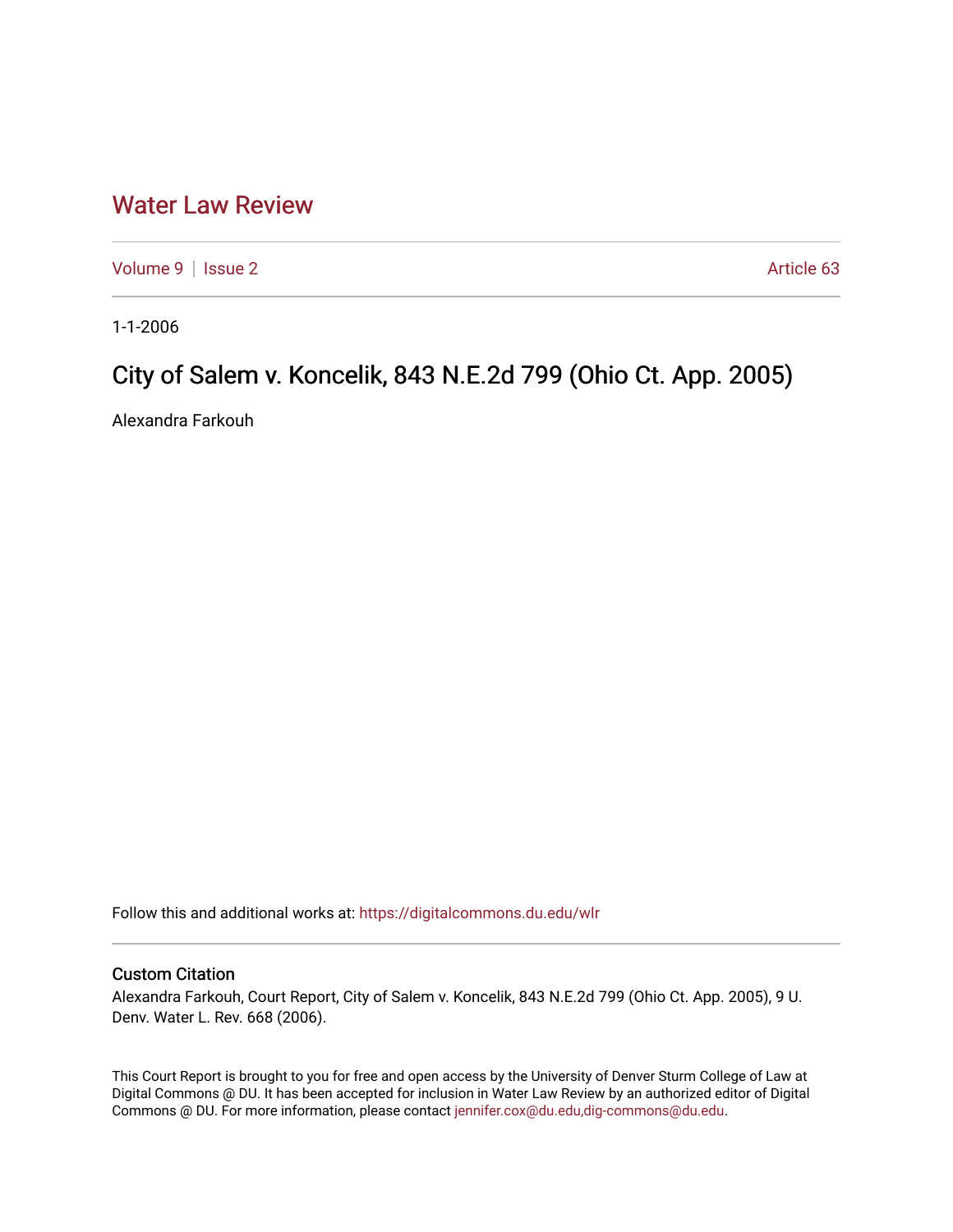# Water Law Review

Volume 9 | Issue 2 Article 63

1-1-2006

## City of Salem v. Koncelik, 843 N.E.2d 799 (Ohio Ct. App. 2005)

Alexandra Farkouh

Follow this and additional works at: https://digitalcommons.du.edu/wlr

### Custom Citation

Alexandra Farkouh, Court Report, City of Salem v. Koncelik, 843 N.E.2d 799 (Ohio Ct. App. 2005), 9 U. Denv. Water L. Rev. 668 (2006).

This Court Report is brought to you for free and open access by the University of Denver Sturm College of Law at Digital Commons @ DU. It has been accepted for inclusion in Water Law Review by an authorized editor of Digital Commons @ DU. For more information, please contact jennifer.cox@du.edu,dig-commons@du.edu.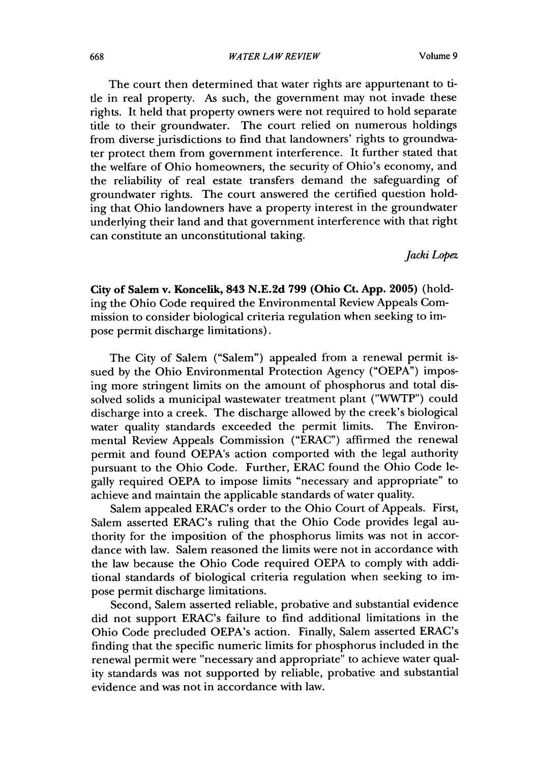The court then determined that water rights are appurtenant to title in real property. As such, the government may not invade these rights. It held that property owners were not required to hold separate title to their groundwater. The court relied on numerous holdings from diverse jurisdictions to find that landowners' rights to groundwater protect them from government interference. It further stated that the welfare of Ohio homeowners, the security of Ohio's economy, and the reliability of real estate transfers demand the safeguarding of groundwater rights. The court answered the certified question holding that Ohio landowners have a property interest in the groundwater underlying their land and that government interference with that right can constitute an unconstitutional taking.

*Jacki Lopez*

**City of Salem v. Koncelik, 843 N.E.2d 799 (Ohio Ct. App. 2005)** (holding the Ohio Code required the Environmental Review Appeals Commission to consider biological criteria regulation when seeking to impose permit discharge limitations).

The City of Salem ("Salem") appealed from a renewal permit issued by the Ohio Environmental Protection Agency ("OEPA") imposing more stringent limits on the amount of phosphorus and total dissolved solids a municipal wastewater treatment plant ("WWTP") could discharge into a creek. The discharge allowed by the creek's biological water quality standards exceeded the permit limits. The Environmental Review Appeals Commission ("ERAC") affirmed the renewal permit and found OEPA's action comported with the legal authority pursuant to the Ohio Code. Further, ERAC found the Ohio Code legally required OEPA to impose limits "necessary and appropriate" to achieve and maintain the applicable standards of water quality.

Salem appealed ERAC's order to the Ohio Court of Appeals. First, Salem asserted ERAC's ruling that the Ohio Code provides legal authority for the imposition of the phosphorus limits was not in accordance with law. Salem reasoned the limits were not in accordance with the law because the Ohio Code required OEPA to comply with additional standards of biological criteria regulation when seeking to impose permit discharge limitations.

Second, Salem asserted reliable, probative and substantial evidence did not support ERAC's failure to find additional limitations in the Ohio Code precluded OEPA's action. Finally, Salem asserted ERAC's finding that the specific numeric limits for phosphorus included in the renewal permit were "necessary and appropriate" to achieve water quality standards was not supported by reliable, probative and substantial evidence and was not in accordance with law.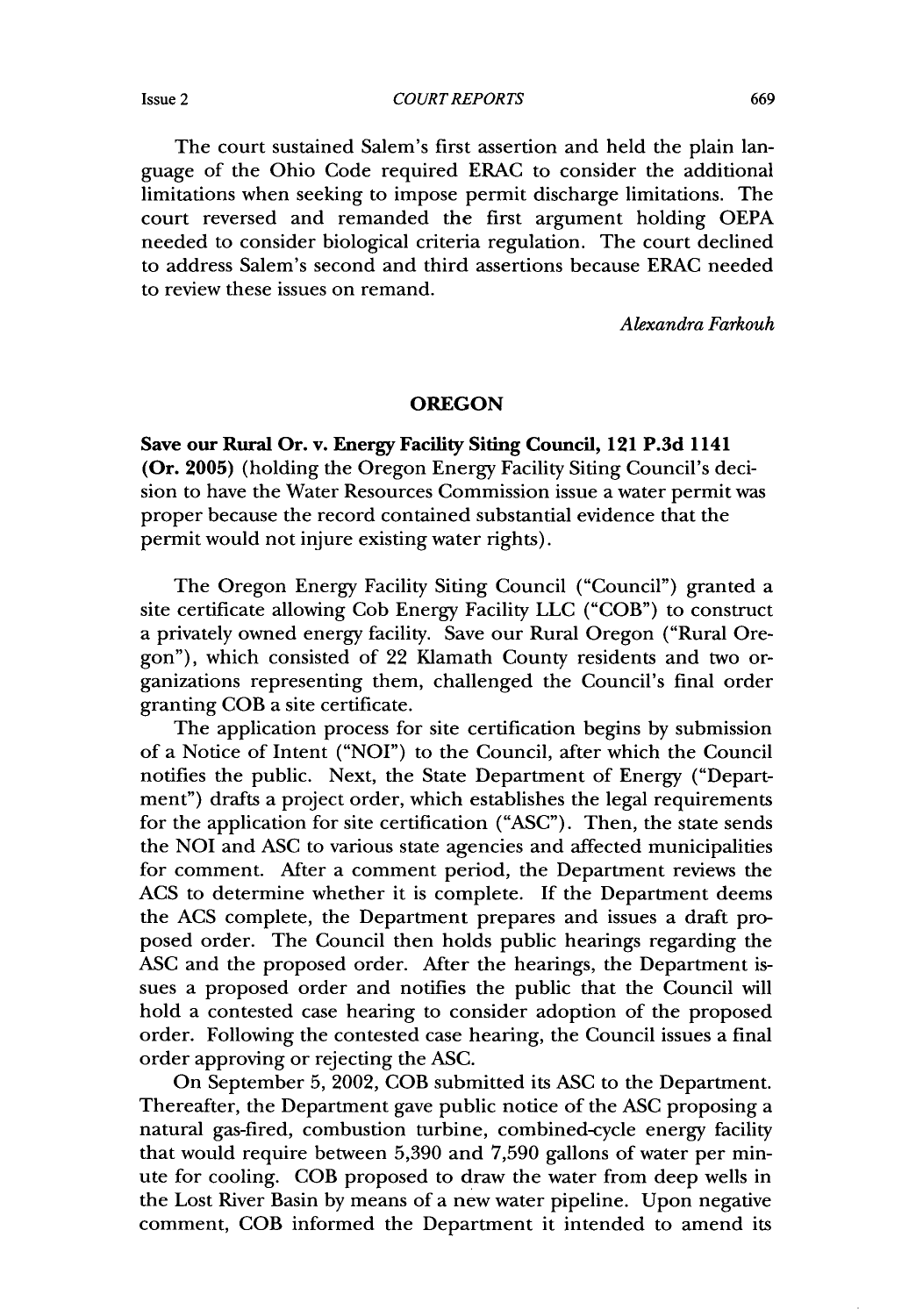The court sustained Salem's first assertion and held the plain language of the Ohio Code required ERAC to consider the additional limitations when seeking to impose permit discharge limitations. The court reversed and remanded the first argument holding OEPA needed to consider biological criteria regulation. The court declined to address Salem's second and third assertions because ERAC needed to review these issues on remand.

*Alexandra Farkouh*

## OREGON

**Save our Rural Or. v. Energy Facility Siting Council, 121 P.3d 1141 (Or. 2005)** (holding the Oregon Energy Facility Siting Council's decision to have the Water Resources Commission issue a water permit was proper because the record contained substantial evidence that the permit would not injure existing water rights).

The Oregon Energy Facility Siting Council ("Council") granted a site certificate allowing Cob Energy Facility LLC ("COB") to construct a privately owned energy facility. Save our Rural Oregon ("Rural Oregon"), which consisted of 22 Klamath County residents and two organizations representing them, challenged the Council's final order granting COB a site certificate.

The application process for site certification begins by submission of a Notice of Intent ("NOI") to the Council, after which the Council notifies the public. Next, the State Department of Energy ("Department") drafts a project order, which establishes the legal requirements for the application for site certification ("ASC"). Then, the state sends the NOI and ASC to various state agencies and affected municipalities for comment. After a comment period, the Department reviews the ACS to determine whether it is complete. If the Department deems the ACS complete, the Department prepares and issues a draft proposed order. The Council then holds public hearings regarding the ASC and the proposed order. After the hearings, the Department issues a proposed order and notifies the public that the Council will hold a contested case hearing to consider adoption of the proposed order. Following the contested case hearing, the Council issues a final order approving or rejecting the ASC.

On September 5, 2002, COB submitted its ASC to the Department. Thereafter, the Department gave public notice of the ASC proposing a natural gas-fired, combustion turbine, combined-cycle energy facility that would require between 5,390 and 7,590 gallons of water per minute for cooling. COB proposed to draw the water from deep wells in the Lost River Basin by means of a new water pipeline. Upon negative comment, COB informed the Department it intended to amend its